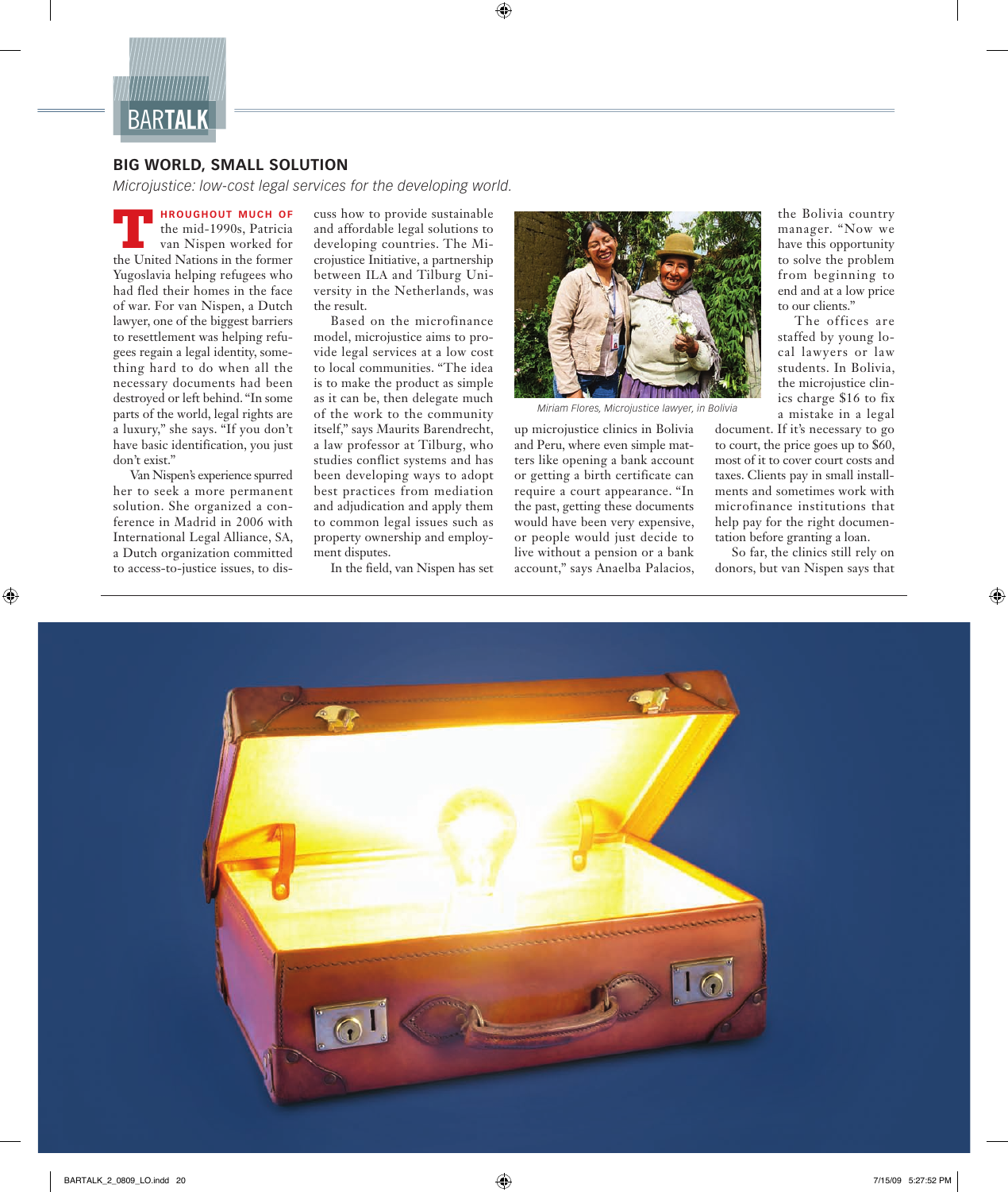BARTALK

## BIG WORLD, SMALL SOLUTION

*Microjustice: low-cost legal services for the developing world.*

THROUGHOUT MUCH OF the mid-1990s, Patricia van Nispen worked for the United Nations in the former Yugoslavia helping refugees who had fled their homes in the face of war. For van Nispen, a Dutch lawyer, one of the biggest barriers to resettlement was helping refugees regain a legal identity, something hard to do when all the necessary documents had been destroyed or left behind. "In some parts of the world, legal rights are a luxury," she says. "If you don't have basic identification, you just don't exist."

Van Nispen's experience spurred her to seek a more permanent solution. She organized a conference in Madrid in 2006 with International Legal Alliance, SA, a Dutch organization committed to access-to-justice issues, to discuss how to provide sustainable and affordable legal solutions to developing countries. The Microjustice Initiative, a partnership between ILA and Tilburg University in the Netherlands, was the result.

Based on the microfinance model, microjustice aims to provide legal services at a low cost to local communities. "The idea is to make the product as simple as it can be, then delegate much of the work to the community itself," says Maurits Barendrecht, a law professor at Tilburg, who studies conflict systems and has been developing ways to adopt best practices from mediation and adjudication and apply them to common legal issues such as property ownership and employment disputes.

In the field, van Nispen has set up microjustice clinics in Bolivia and Peru, where even simple matters like opening a bank account or getting a birth certificate can require a court appearance. "In the past, getting these documents would have been very expensive, or people would just decide to live without a pension or a bank account," says Anaelba Palacios, the Bolivia country manager. "Now we have this opportunity to solve the problem from beginning to end and at a low price to our clients."

Miriam Flores, Microjustice lawyer, in Bolivia

The offices are staffed by young local lawyers or law students. In Bolivia, the microjustice clinics charge $16 to fix a mistake in a legal document. If it's necessary to go to court, the price goes up to $60, most of it to cover court costs and taxes. Clients pay in small installments and sometimes work with microfinance institutions that help pay for the right documentation before granting a loan.

So far, the clinics still rely on donors, but van Nispen says that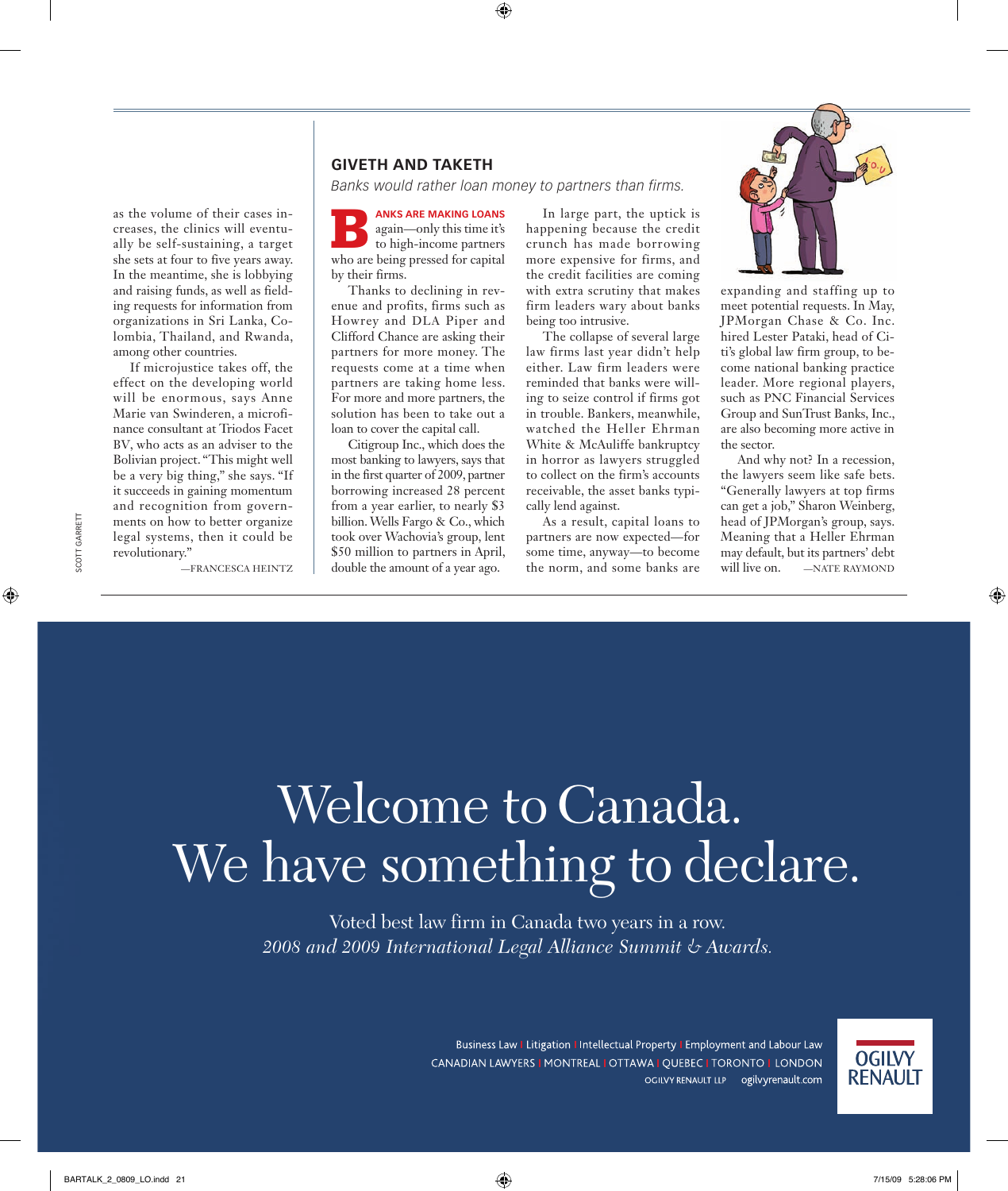as the volume of their cases increases, the clinics will eventually be self-sustaining, a target she sets at four to five years away. In the meantime, she is lobbying and raising funds, as well as fielding requests for information from organizations in Sri Lanka, Colombia, Thailand, and Rwanda, among other countries.

If microjustice takes off, the effect on the developing world will be enormous, says Anne Marie van Swinderen, a microfinance consultant at Triodos Facet BV, who acts as an adviser to the Bolivian project. "This might well be a very big thing," she says. "If it succeeds in gaining momentum and recognition from governments on how to better organize legal systems, then it could be revolutionary."

—FRANCESCA HEINTZ

## GIVETH AND TAKETH

*Banks would rather loan money to partners than firms.*

**BANKS ARE MAKING LOANS** again—only this time it's to high-income partners who are being pressed for capital by their firms.

Thanks to declining in revenue and profits, firms such as Howrey and DLA Piper and Clifford Chance are asking their partners for more money. The requests come at a time when partners are taking home less. For more and more partners, the solution has been to take out a loan to cover the capital call.

Citigroup Inc., which does the most banking to lawyers, says that in the first quarter of 2009, partner borrowing increased 28 percent from a year earlier, to nearly $3 billion. Wells Fargo & Co., which took over Wachovia's group, lent $50 million to partners in April, double the amount of a year ago.

In large part, the uptick is happening because the credit crunch has made borrowing more expensive for firms, and the credit facilities are coming with extra scrutiny that makes firm leaders wary about banks being too intrusive.

The collapse of several large law firms last year didn't help either. Law firm leaders were reminded that banks were willing to seize control if firms got in trouble. Bankers, meanwhile, watched the Heller Ehrman White & McAuliffe bankruptcy in horror as lawyers struggled to collect on the firm's accounts receivable, the asset banks typically lend against.

As a result, capital loans to partners are now expected—for some time, anyway—to become the norm, and some banks are expanding and staffing up to meet potential requests. In May, JPMorgan Chase & Co. Inc. hired Lester Pataki, head of Citi's global law firm group, to become national banking practice leader. More regional players, such as PNC Financial Services Group and SunTrust Banks, Inc., are also becoming more active in the sector.

And why not? In a recession, the lawyers seem like safe bets. "Generally lawyers at top firms can get a job," Sharon Weinberg, head of JPMorgan's group, says. Meaning that a Heller Ehrman may default, but its partners' debt will live on.

—NATE RAYMOND

# Welcome to Canada.
# We have something to declare.

Voted best law firm in Canada two years in a row.

*2008 and 2009 International Legal Alliance Summit & Awards.*

Business Law | Litigation | Intellectual Property | Employment and Labour Law

CANADIAN LAWYERS | MONTREAL | OTTAWA | QUEBEC | TORONTO | LONDON

OGILVY RENAULT LLP ogilvyrenault.com

OGILVY RENAULT